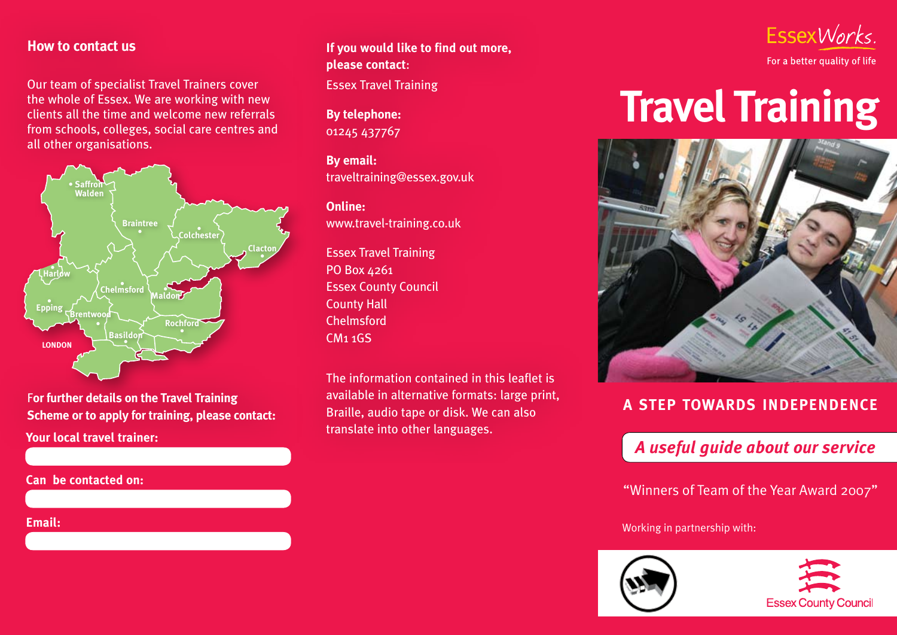## How to contact us

Our team of specialist Travel Trainers cover the whole of Essex. We are working with new clients all the time and welcome new referrals from schools, colleges, social care centres and all other organisations.

Saffron Walden
Braintree
Colchester
Clacton
Harlow
Chelmsford
Maldon
Epping
Brentwood
Rochford
Basildon
LONDON

**For further details on the Travel Training Scheme or to apply for training, please contact:**

**Your local travel trainer:**

**Can be contacted on:**

**Email:**

**If you would like to find out more, please contact:**
Essex Travel Training

**By telephone:**
01245 437767

**By email:**
traveltraining@essex.gov.uk

**Online:**
www.travel-training.co.uk

Essex Travel Training
PO Box 4261
Essex County Council
County Hall
Chelmsford
CM1 1GS

The information contained in this leaflet is available in alternative formats: large print, Braille, audio tape or disk. We can also translate into other languages.

EssexWorks.
For a better quality of life

# Travel Training

## A STEP TOWARDS INDEPENDENCE

*A useful guide about our service*

"Winners of Team of the Year Award 2007"

Working in partnership with:

Essex County Council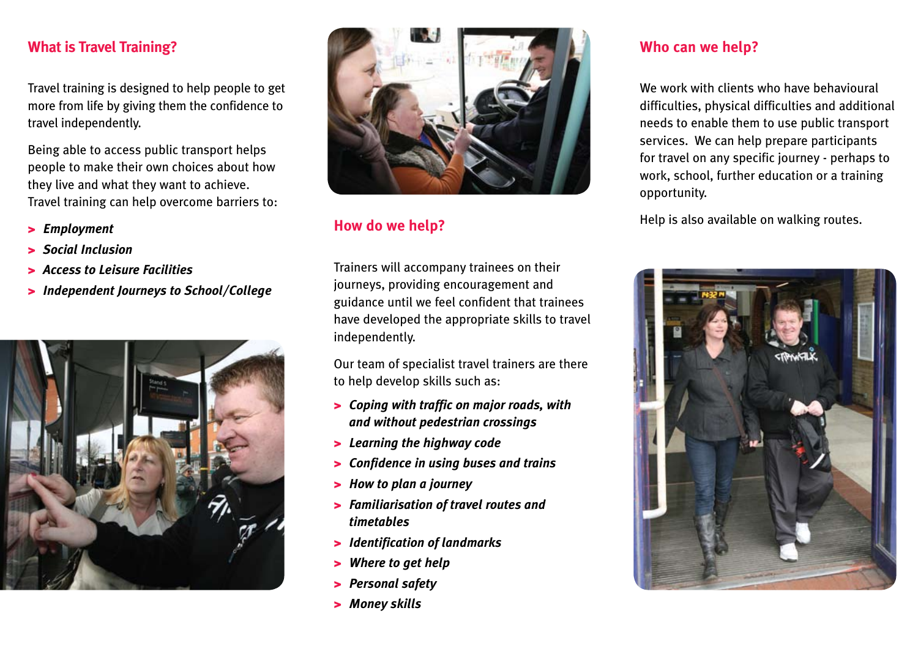## What is Travel Training?

Travel training is designed to help people to get more from life by giving them the confidence to travel independently.

Being able to access public transport helps people to make their own choices about how they live and what they want to achieve. Travel training can help overcome barriers to:

- ***Employment***
- ***Social Inclusion***
- ***Access to Leisure Facilities***
- ***Independent Journeys to School/College***

## How do we help?

Trainers will accompany trainees on their journeys, providing encouragement and guidance until we feel confident that trainees have developed the appropriate skills to travel independently.

Our team of specialist travel trainers are there to help develop skills such as:

- ***Coping with traffic on major roads, with and without pedestrian crossings***
- ***Learning the highway code***
- ***Confidence in using buses and trains***
- ***How to plan a journey***
- ***Familiarisation of travel routes and timetables***
- ***Identification of landmarks***
- ***Where to get help***
- ***Personal safety***
- ***Money skills***

## Who can we help?

We work with clients who have behavioural difficulties, physical difficulties and additional needs to enable them to use public transport services. We can help prepare participants for travel on any specific journey - perhaps to work, school, further education or a training opportunity.

Help is also available on walking routes.